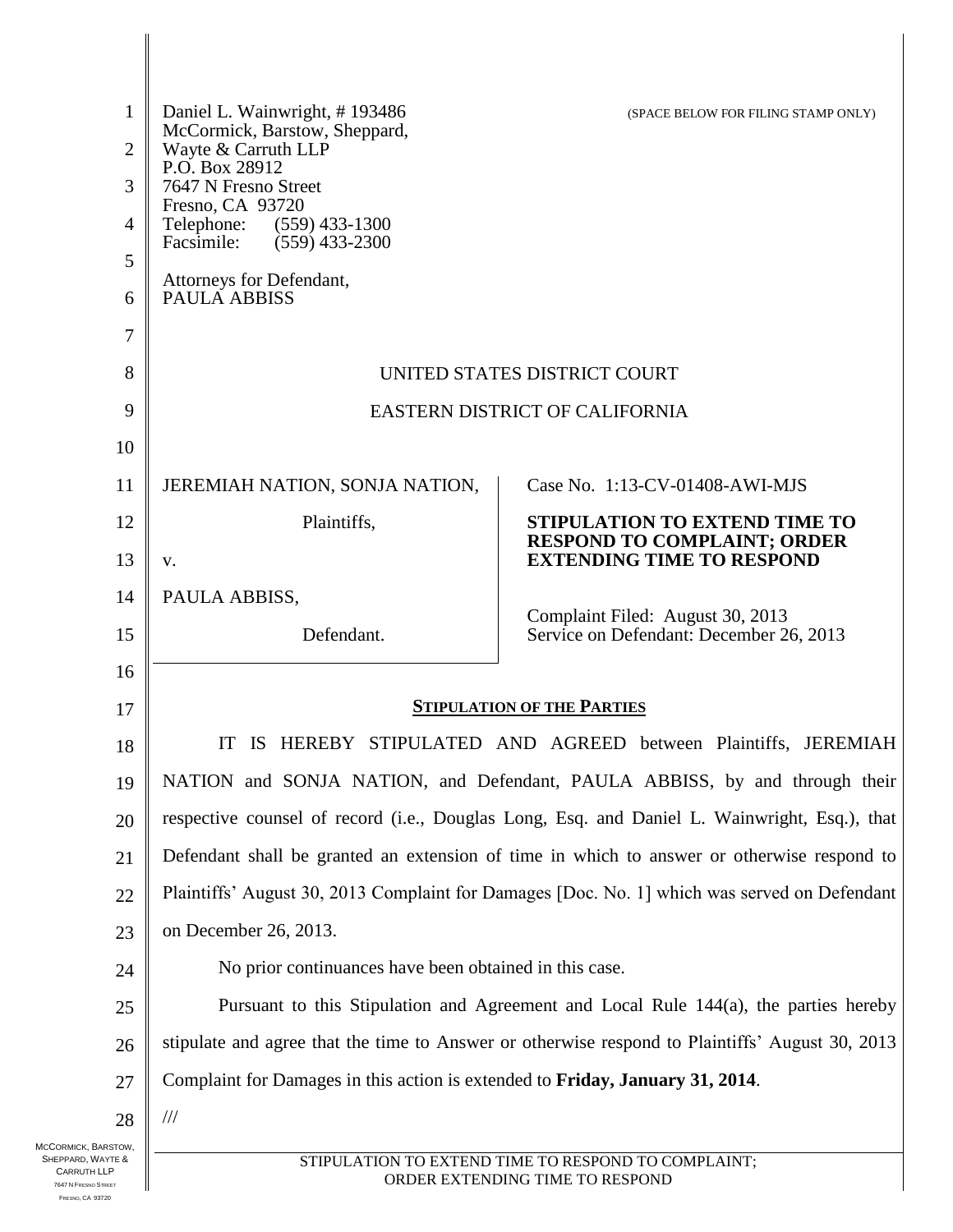Daniel L. Wainwright, # 193486
McCormick, Barstow, Sheppard,
Wayte & Carruth LLP
P.O. Box 28912
7647 N Fresno Street
Fresno, CA 93720
Telephone: (559) 433-1300
Facsimile: (559) 433-2300

Attorneys for Defendant,
PAULA ABBISS

(SPACE BELOW FOR FILING STAMP ONLY)

UNITED STATES DISTRICT COURT

EASTERN DISTRICT OF CALIFORNIA

| | |
|---|---|
| JEREMIAH NATION, SONJA NATION,<br>Plaintiffs,<br>v.<br>PAULA ABBISS,<br>Defendant. | Case No. 1:13-CV-01408-AWI-MJS<br>**STIPULATION TO EXTEND TIME TO RESPOND TO COMPLAINT; ORDER EXTENDING TIME TO RESPOND**<br>Complaint Filed: August 30, 2013<br>Service on Defendant: December 26, 2013 |

**STIPULATION OF THE PARTIES**

IT IS HEREBY STIPULATED AND AGREED between Plaintiffs, JEREMIAH NATION and SONJA NATION, and Defendant, PAULA ABBISS, by and through their respective counsel of record (i.e., Douglas Long, Esq. and Daniel L. Wainwright, Esq.), that Defendant shall be granted an extension of time in which to answer or otherwise respond to Plaintiffs' August 30, 2013 Complaint for Damages [Doc. No. 1] which was served on Defendant on December 26, 2013.

No prior continuances have been obtained in this case.

Pursuant to this Stipulation and Agreement and Local Rule 144(a), the parties hereby stipulate and agree that the time to Answer or otherwise respond to Plaintiffs' August 30, 2013 Complaint for Damages in this action is extended to **Friday, January 31, 2014**.

///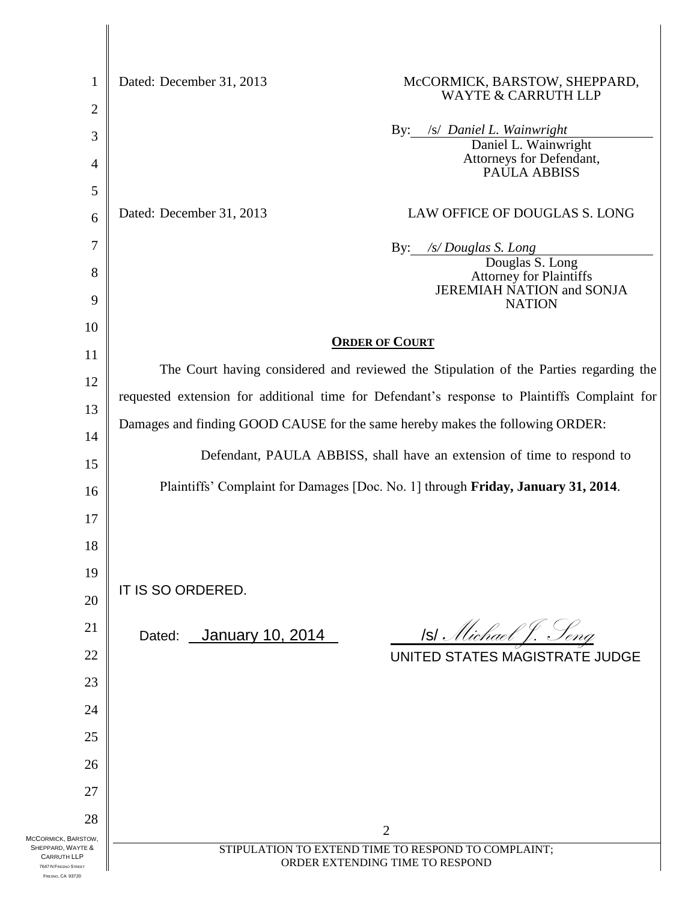Dated: December 31, 2013

McCORMICK, BARSTOW, SHEPPARD, WAYTE & CARRUTH LLP

By: /s/ *Daniel L. Wainwright*
Daniel L. Wainwright
Attorneys for Defendant,
PAULA ABBISS

Dated: December 31, 2013

LAW OFFICE OF DOUGLAS S. LONG

By: */s/ Douglas S. Long*
Douglas S. Long
Attorney for Plaintiffs
JEREMIAH NATION and SONJA NATION

**ORDER OF COURT**

The Court having considered and reviewed the Stipulation of the Parties regarding the requested extension for additional time for Defendant's response to Plaintiffs Complaint for Damages and finding GOOD CAUSE for the same hereby makes the following ORDER:

Defendant, PAULA ABBISS, shall have an extension of time to respond to Plaintiffs' Complaint for Damages [Doc. No. 1] through **Friday, January 31, 2014**.

IT IS SO ORDERED.

Dated: January 10, 2014

/s/ *Michael J. Seng*
UNITED STATES MAGISTRATE JUDGE